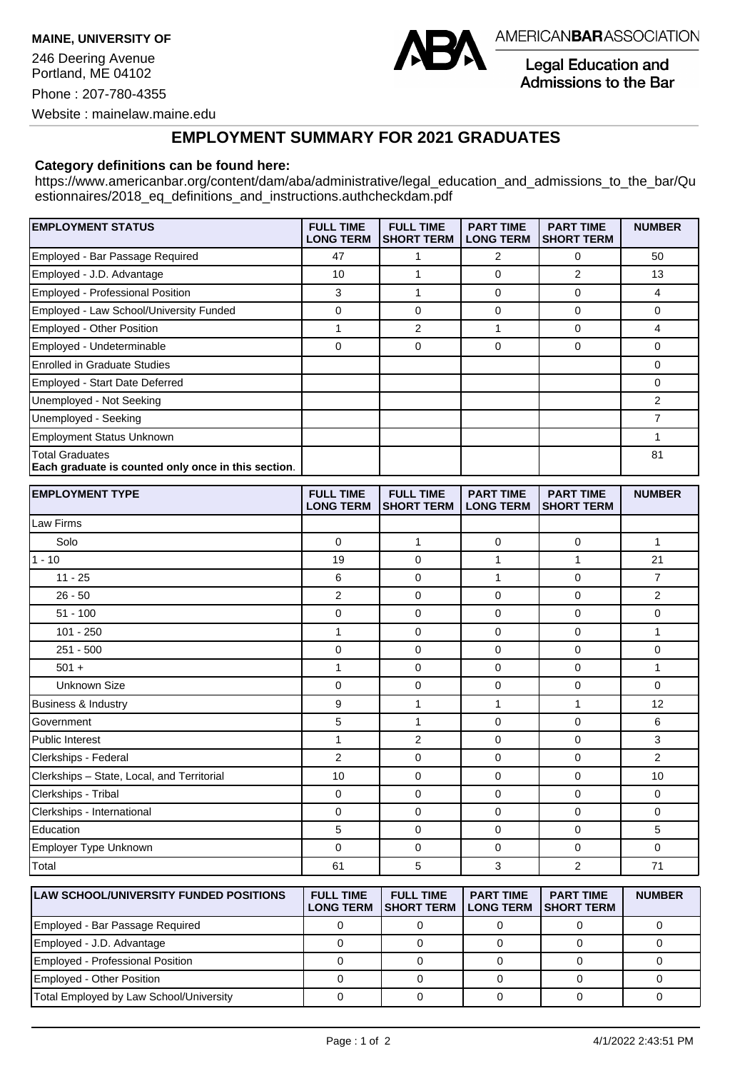**MAINE, UNIVERSITY OF**

246 Deering Avenue
Portland, ME 04102

Phone : 207-780-4355

Website : mainelaw.maine.edu

AMERICAN**BAR**ASSOCIATION

Legal Education and Admissions to the Bar

## EMPLOYMENT SUMMARY FOR 2021 GRADUATES

**Category definitions can be found here:**

https://www.americanbar.org/content/dam/aba/administrative/legal_education_and_admissions_to_the_bar/Questionnaires/2018_eq_definitions_and_instructions.authcheckdam.pdf

| EMPLOYMENT STATUS | FULL TIME LONG TERM | FULL TIME SHORT TERM | PART TIME LONG TERM | PART TIME SHORT TERM | NUMBER |
|---|---|---|---|---|---|
| Employed - Bar Passage Required | 47 | 1 | 2 | 0 | 50 |
| Employed - J.D. Advantage | 10 | 1 | 0 | 2 | 13 |
| Employed - Professional Position | 3 | 1 | 0 | 0 | 4 |
| Employed - Law School/University Funded | 0 | 0 | 0 | 0 | 0 |
| Employed - Other Position | 1 | 2 | 1 | 0 | 4 |
| Employed - Undeterminable | 0 | 0 | 0 | 0 | 0 |
| Enrolled in Graduate Studies | | | | | 0 |
| Employed - Start Date Deferred | | | | | 0 |
| Unemployed - Not Seeking | | | | | 2 |
| Unemployed - Seeking | | | | | 7 |
| Employment Status Unknown | | | | | 1 |
| Total Graduates **Each graduate is counted only once in this section**. | | | | | 81 |

| EMPLOYMENT TYPE | FULL TIME LONG TERM | FULL TIME SHORT TERM | PART TIME LONG TERM | PART TIME SHORT TERM | NUMBER |
|---|---|---|---|---|---|
| Law Firms | | | | | |
| Solo | 0 | 1 | 0 | 0 | 1 |
| 1 - 10 | 19 | 0 | 1 | 1 | 21 |
| 11 - 25 | 6 | 0 | 1 | 0 | 7 |
| 26 - 50 | 2 | 0 | 0 | 0 | 2 |
| 51 - 100 | 0 | 0 | 0 | 0 | 0 |
| 101 - 250 | 1 | 0 | 0 | 0 | 1 |
| 251 - 500 | 0 | 0 | 0 | 0 | 0 |
| 501 + | 1 | 0 | 0 | 0 | 1 |
| Unknown Size | 0 | 0 | 0 | 0 | 0 |
| Business & Industry | 9 | 1 | 1 | 1 | 12 |
| Government | 5 | 1 | 0 | 0 | 6 |
| Public Interest | 1 | 2 | 0 | 0 | 3 |
| Clerkships - Federal | 2 | 0 | 0 | 0 | 2 |
| Clerkships – State, Local, and Territorial | 10 | 0 | 0 | 0 | 10 |
| Clerkships - Tribal | 0 | 0 | 0 | 0 | 0 |
| Clerkships - International | 0 | 0 | 0 | 0 | 0 |
| Education | 5 | 0 | 0 | 0 | 5 |
| Employer Type Unknown | 0 | 0 | 0 | 0 | 0 |
| Total | 61 | 5 | 3 | 2 | 71 |

| LAW SCHOOL/UNIVERSITY FUNDED POSITIONS | FULL TIME LONG TERM | FULL TIME SHORT TERM | PART TIME LONG TERM | PART TIME SHORT TERM | NUMBER |
|---|---|---|---|---|---|
| Employed - Bar Passage Required | 0 | 0 | 0 | 0 | 0 |
| Employed - J.D. Advantage | 0 | 0 | 0 | 0 | 0 |
| Employed - Professional Position | 0 | 0 | 0 | 0 | 0 |
| Employed - Other Position | 0 | 0 | 0 | 0 | 0 |
| Total Employed by Law School/University | 0 | 0 | 0 | 0 | 0 |

4/1/2022 2:43:51 PM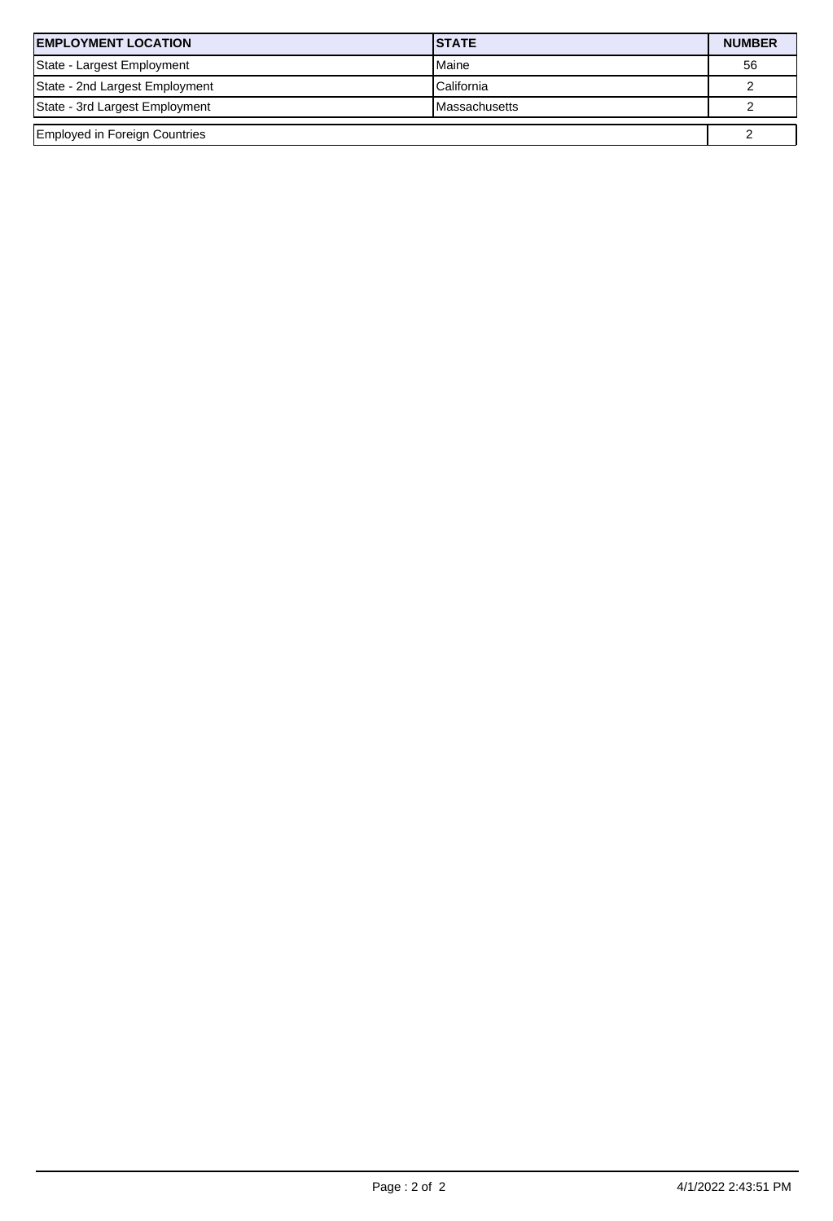| EMPLOYMENT LOCATION | STATE | NUMBER |
|---|---|---|
| State - Largest Employment | Maine | 56 |
| State - 2nd Largest Employment | California | 2 |
| State - 3rd Largest Employment | Massachusetts | 2 |
| Employed in Foreign Countries | | 2 |